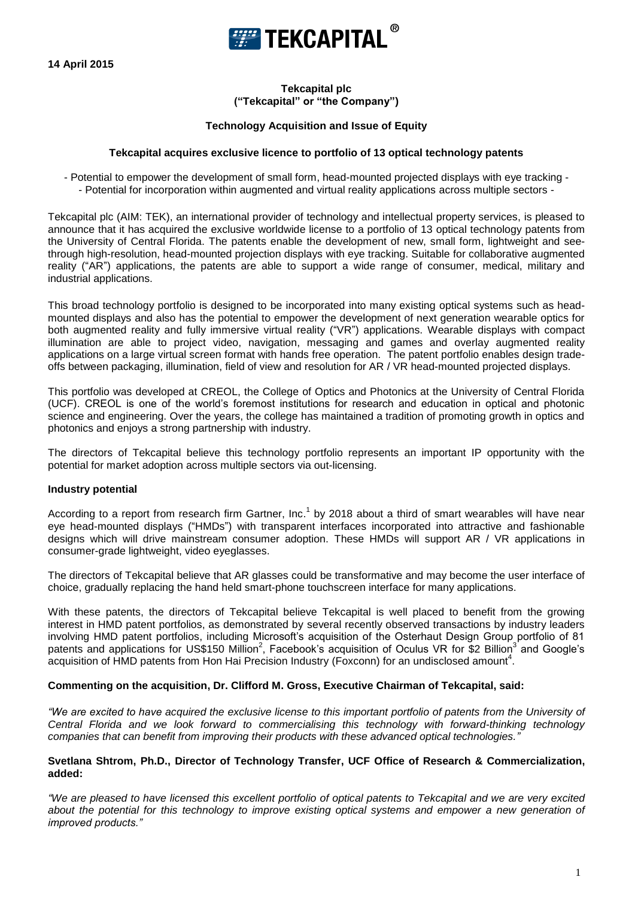TEKCAPITAL®

**14 April 2015**

**Tekcapital plc**
**("Tekcapital" or "the Company")**

**Technology Acquisition and Issue of Equity**

**Tekcapital acquires exclusive licence to portfolio of 13 optical technology patents**

- Potential to empower the development of small form, head-mounted projected displays with eye tracking -
- Potential for incorporation within augmented and virtual reality applications across multiple sectors -

Tekcapital plc (AIM: TEK), an international provider of technology and intellectual property services, is pleased to announce that it has acquired the exclusive worldwide license to a portfolio of 13 optical technology patents from the University of Central Florida. The patents enable the development of new, small form, lightweight and see-through high-resolution, head-mounted projection displays with eye tracking. Suitable for collaborative augmented reality ("AR") applications, the patents are able to support a wide range of consumer, medical, military and industrial applications.

This broad technology portfolio is designed to be incorporated into many existing optical systems such as head-mounted displays and also has the potential to empower the development of next generation wearable optics for both augmented reality and fully immersive virtual reality ("VR") applications. Wearable displays with compact illumination are able to project video, navigation, messaging and games and overlay augmented reality applications on a large virtual screen format with hands free operation. The patent portfolio enables design trade-offs between packaging, illumination, field of view and resolution for AR / VR head-mounted projected displays.

This portfolio was developed at CREOL, the College of Optics and Photonics at the University of Central Florida (UCF). CREOL is one of the world's foremost institutions for research and education in optical and photonic science and engineering. Over the years, the college has maintained a tradition of promoting growth in optics and photonics and enjoys a strong partnership with industry.

The directors of Tekcapital believe this technology portfolio represents an important IP opportunity with the potential for market adoption across multiple sectors via out-licensing.

**Industry potential**

According to a report from research firm Gartner, Inc.[1] by 2018 about a third of smart wearables will have near eye head-mounted displays ("HMDs") with transparent interfaces incorporated into attractive and fashionable designs which will drive mainstream consumer adoption. These HMDs will support AR / VR applications in consumer-grade lightweight, video eyeglasses.

The directors of Tekcapital believe that AR glasses could be transformative and may become the user interface of choice, gradually replacing the hand held smart-phone touchscreen interface for many applications.

With these patents, the directors of Tekcapital believe Tekcapital is well placed to benefit from the growing interest in HMD patent portfolios, as demonstrated by several recently observed transactions by industry leaders involving HMD patent portfolios, including Microsoft's acquisition of the Osterhaut Design Group portfolio of 81 patents and applications for US$150 Million[2], Facebook's acquisition of Oculus VR for $2 Billion[3] and Google's acquisition of HMD patents from Hon Hai Precision Industry (Foxconn) for an undisclosed amount[4].

**Commenting on the acquisition, Dr. Clifford M. Gross, Executive Chairman of Tekcapital, said:**

*"We are excited to have acquired the exclusive license to this important portfolio of patents from the University of Central Florida and we look forward to commercialising this technology with forward-thinking technology companies that can benefit from improving their products with these advanced optical technologies."*

**Svetlana Shtrom, Ph.D., Director of Technology Transfer, UCF Office of Research & Commercialization, added:**

*"We are pleased to have licensed this excellent portfolio of optical patents to Tekcapital and we are very excited about the potential for this technology to improve existing optical systems and empower a new generation of improved products."*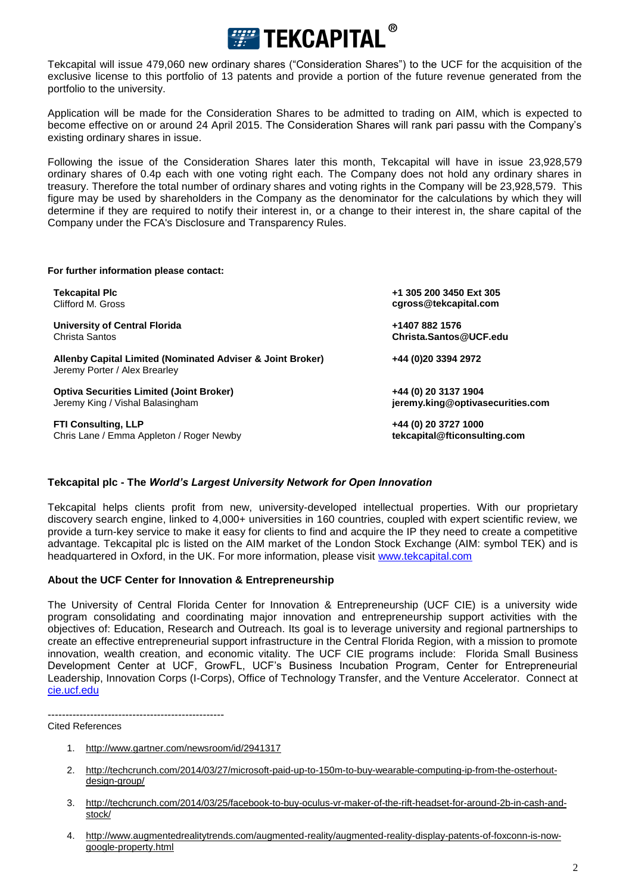Tekcapital will issue 479,060 new ordinary shares ("Consideration Shares") to the UCF for the acquisition of the exclusive license to this portfolio of 13 patents and provide a portion of the future revenue generated from the portfolio to the university.

Application will be made for the Consideration Shares to be admitted to trading on AIM, which is expected to become effective on or around 24 April 2015. The Consideration Shares will rank pari passu with the Company's existing ordinary shares in issue.

Following the issue of the Consideration Shares later this month, Tekcapital will have in issue 23,928,579 ordinary shares of 0.4p each with one voting right each. The Company does not hold any ordinary shares in treasury. Therefore the total number of ordinary shares and voting rights in the Company will be 23,928,579. This figure may be used by shareholders in the Company as the denominator for the calculations by which they will determine if they are required to notify their interest in, or a change to their interest in, the share capital of the Company under the FCA's Disclosure and Transparency Rules.

**For further information please contact:**

| | |
|---|---|
| **Tekcapital Plc**<br>Clifford M. Gross | **+1 305 200 3450 Ext 305**<br>**cgross@tekcapital.com** |
| **University of Central Florida**<br>Christa Santos | **+1407 882 1576**<br>**Christa.Santos@UCF.edu** |
| **Allenby Capital Limited (Nominated Adviser & Joint Broker)**<br>Jeremy Porter / Alex Brearley | **+44 (0)20 3394 2972** |
| **Optiva Securities Limited (Joint Broker)**<br>Jeremy King / Vishal Balasingham | **+44 (0) 20 3137 1904**<br>**jeremy.king@optivasecurities.com** |
| **FTI Consulting, LLP**<br>Chris Lane / Emma Appleton / Roger Newby | **+44 (0) 20 3727 1000**<br>**tekcapital@fticonsulting.com** |

### Tekcapital plc - The *World's Largest University Network for Open Innovation*

Tekcapital helps clients profit from new, university-developed intellectual properties. With our proprietary discovery search engine, linked to 4,000+ universities in 160 countries, coupled with expert scientific review, we provide a turn-key service to make it easy for clients to find and acquire the IP they need to create a competitive advantage. Tekcapital plc is listed on the AIM market of the London Stock Exchange (AIM: symbol TEK) and is headquartered in Oxford, in the UK. For more information, please visit www.tekcapital.com

### About the UCF Center for Innovation & Entrepreneurship

The University of Central Florida Center for Innovation & Entrepreneurship (UCF CIE) is a university wide program consolidating and coordinating major innovation and entrepreneurship support activities with the objectives of: Education, Research and Outreach. Its goal is to leverage university and regional partnerships to create an effective entrepreneurial support infrastructure in the Central Florida Region, with a mission to promote innovation, wealth creation, and economic vitality. The UCF CIE programs include: Florida Small Business Development Center at UCF, GrowFL, UCF's Business Incubation Program, Center for Entrepreneurial Leadership, Innovation Corps (I-Corps), Office of Technology Transfer, and the Venture Accelerator. Connect at cie.ucf.edu

---

Cited References

1. http://www.gartner.com/newsroom/id/2941317
2. http://techcrunch.com/2014/03/27/microsoft-paid-up-to-150m-to-buy-wearable-computing-ip-from-the-osterhout-design-group/
3. http://techcrunch.com/2014/03/25/facebook-to-buy-oculus-vr-maker-of-the-rift-headset-for-around-2b-in-cash-and-stock/
4. http://www.augmentedrealitytrends.com/augmented-reality/augmented-reality-display-patents-of-foxconn-is-now-google-property.html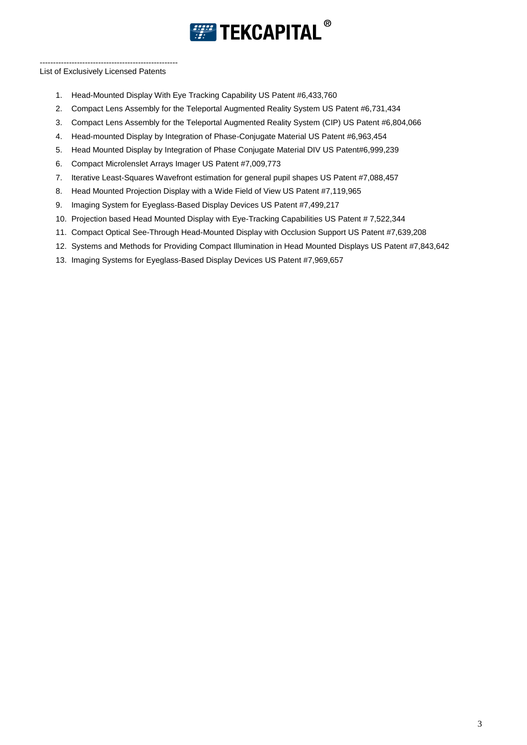-----------------------------------------------------

List of Exclusively Licensed Patents

1. Head-Mounted Display With Eye Tracking Capability US Patent #6,433,760
2. Compact Lens Assembly for the Teleportal Augmented Reality System US Patent #6,731,434
3. Compact Lens Assembly for the Teleportal Augmented Reality System (CIP) US Patent #6,804,066
4. Head-mounted Display by Integration of Phase-Conjugate Material US Patent #6,963,454
5. Head Mounted Display by Integration of Phase Conjugate Material DIV US Patent#6,999,239
6. Compact Microlenslet Arrays Imager US Patent #7,009,773
7. Iterative Least-Squares Wavefront estimation for general pupil shapes US Patent #7,088,457
8. Head Mounted Projection Display with a Wide Field of View US Patent #7,119,965
9. Imaging System for Eyeglass-Based Display Devices US Patent #7,499,217
10. Projection based Head Mounted Display with Eye-Tracking Capabilities US Patent # 7,522,344
11. Compact Optical See-Through Head-Mounted Display with Occlusion Support US Patent #7,639,208
12. Systems and Methods for Providing Compact Illumination in Head Mounted Displays US Patent #7,843,642
13. Imaging Systems for Eyeglass-Based Display Devices US Patent #7,969,657